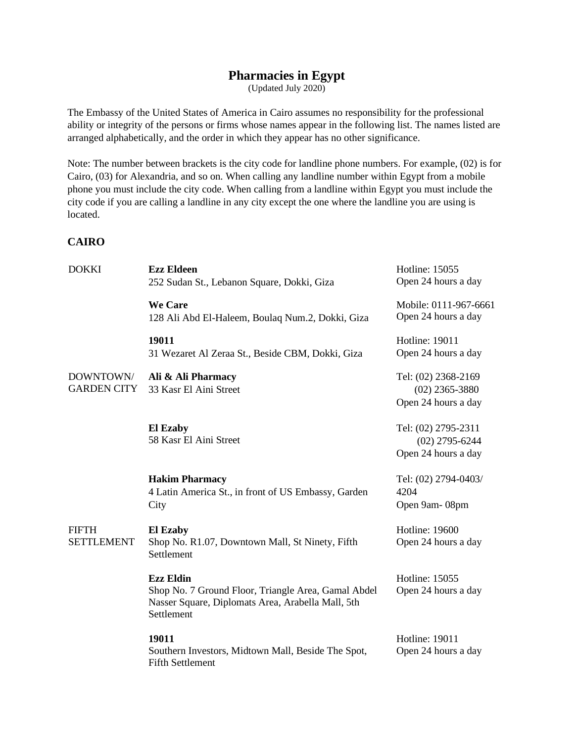# Pharmacies in Egypt

(Updated July 2020)

The Embassy of the United States of America in Cairo assumes no responsibility for the professional ability or integrity of the persons or firms whose names appear in the following list. The names listed are arranged alphabetically, and the order in which they appear has no other significance.

Note: The number between brackets is the city code for landline phone numbers. For example, (02) is for Cairo, (03) for Alexandria, and so on. When calling any landline number within Egypt from a mobile phone you must include the city code. When calling from a landline within Egypt you must include the city code if you are calling a landline in any city except the one where the landline you are using is located.

## CAIRO

| Area | Pharmacy | Contact |
|---|---|---|
| DOKKI | **Ezz Eldeen**<br>252 Sudan St., Lebanon Square, Dokki, Giza | Hotline: 15055<br>Open 24 hours a day |
| | **We Care**<br>128 Ali Abd El-Haleem, Boulaq Num.2, Dokki, Giza | Mobile: 0111-967-6661<br>Open 24 hours a day |
| | **19011**<br>31 Wezaret Al Zeraa St., Beside CBM, Dokki, Giza | Hotline: 19011<br>Open 24 hours a day |
| DOWNTOWN/ GARDEN CITY | **Ali & Ali Pharmacy**<br>33 Kasr El Aini Street | Tel: (02) 2368-2169<br>(02) 2365-3880<br>Open 24 hours a day |
| | **El Ezaby**<br>58 Kasr El Aini Street | Tel: (02) 2795-2311<br>(02) 2795-6244<br>Open 24 hours a day |
| | **Hakim Pharmacy**<br>4 Latin America St., in front of US Embassy, Garden City | Tel: (02) 2794-0403/ 4204<br>Open 9am- 08pm |
| FIFTH SETTLEMENT | **El Ezaby**<br>Shop No. R1.07, Downtown Mall, St Ninety, Fifth Settlement | Hotline: 19600<br>Open 24 hours a day |
| | **Ezz Eldin**<br>Shop No. 7 Ground Floor, Triangle Area, Gamal Abdel Nasser Square, Diplomats Area, Arabella Mall, 5th Settlement | Hotline: 15055<br>Open 24 hours a day |
| | **19011**<br>Southern Investors, Midtown Mall, Beside The Spot, Fifth Settlement | Hotline: 19011<br>Open 24 hours a day |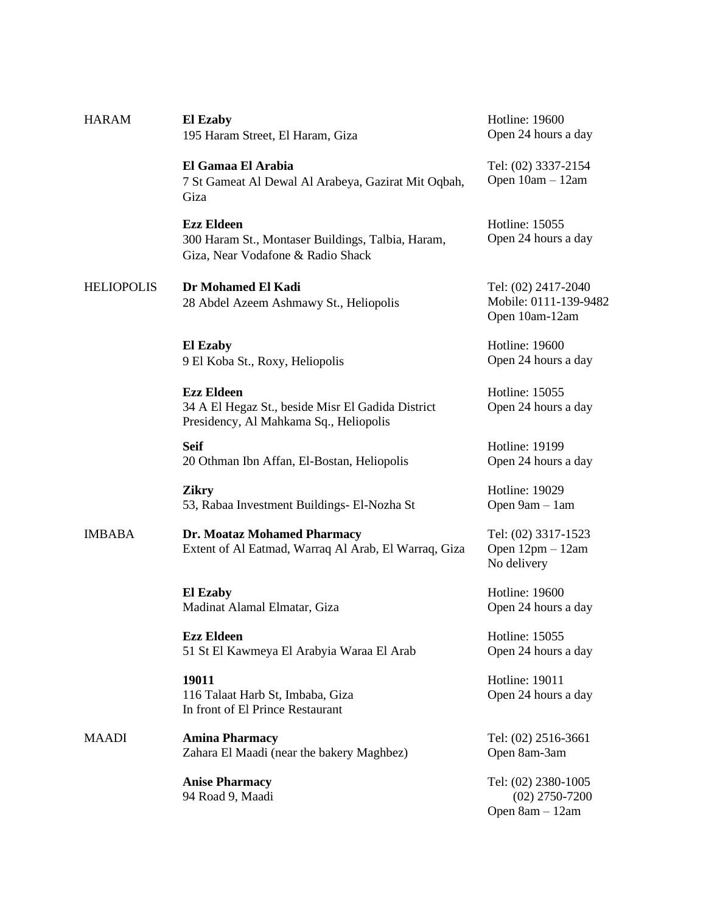| | | |
|---|---|---|
| HARAM | **El Ezaby**<br>195 Haram Street, El Haram, Giza | Hotline: 19600<br>Open 24 hours a day |
| | **El Gamaa El Arabia**<br>7 St Gameat Al Dewal Al Arabeya, Gazirat Mit Oqbah, Giza | Tel: (02) 3337-2154<br>Open 10am – 12am |
| | **Ezz Eldeen**<br>300 Haram St., Montaser Buildings, Talbia, Haram, Giza, Near Vodafone & Radio Shack | Hotline: 15055<br>Open 24 hours a day |
| HELIOPOLIS | **Dr Mohamed El Kadi**<br>28 Abdel Azeem Ashmawy St., Heliopolis | Tel: (02) 2417-2040<br>Mobile: 0111-139-9482<br>Open 10am-12am |
| | **El Ezaby**<br>9 El Koba St., Roxy, Heliopolis | Hotline: 19600<br>Open 24 hours a day |
| | **Ezz Eldeen**<br>34 A El Hegaz St., beside Misr El Gadida District Presidency, Al Mahkama Sq., Heliopolis | Hotline: 15055<br>Open 24 hours a day |
| | **Seif**<br>20 Othman Ibn Affan, El-Bostan, Heliopolis | Hotline: 19199<br>Open 24 hours a day |
| | **Zikry**<br>53, Rabaa Investment Buildings- El-Nozha St | Hotline: 19029<br>Open 9am – 1am |
| IMBABA | **Dr. Moataz Mohamed Pharmacy**<br>Extent of Al Eatmad, Warraq Al Arab, El Warraq, Giza | Tel: (02) 3317-1523<br>Open 12pm – 12am<br>No delivery |
| | **El Ezaby**<br>Madinat Alamal Elmatar, Giza | Hotline: 19600<br>Open 24 hours a day |
| | **Ezz Eldeen**<br>51 St El Kawmeya El Arabyia Waraa El Arab | Hotline: 15055<br>Open 24 hours a day |
| | **19011**<br>116 Talaat Harb St, Imbaba, Giza<br>In front of El Prince Restaurant | Hotline: 19011<br>Open 24 hours a day |
| MAADI | **Amina Pharmacy**<br>Zahara El Maadi (near the bakery Maghbez) | Tel: (02) 2516-3661<br>Open 8am-3am |
| | **Anise Pharmacy**<br>94 Road 9, Maadi | Tel: (02) 2380-1005<br>(02) 2750-7200<br>Open 8am – 12am |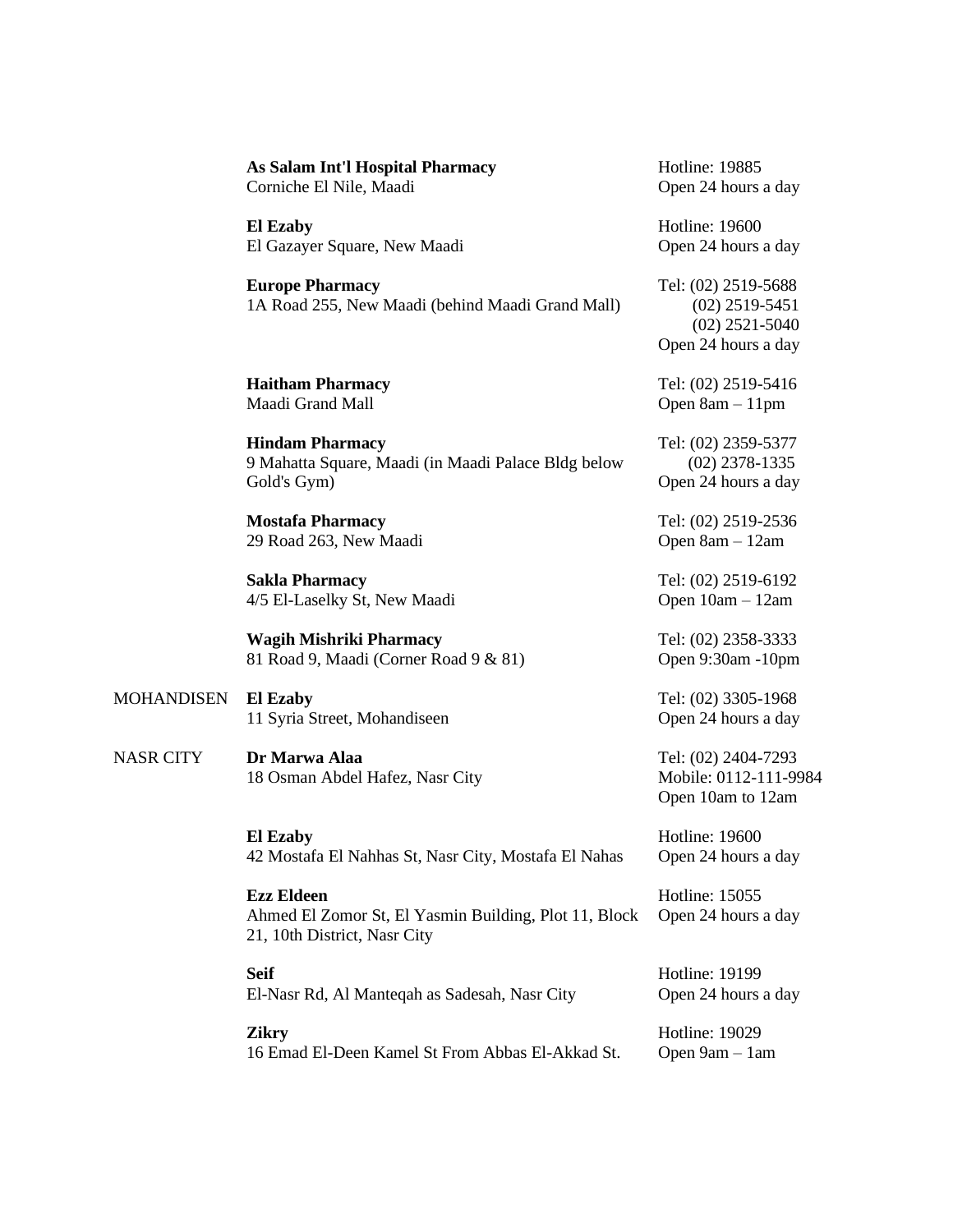| Area | Pharmacy | Contact / Hours |
| --- | --- | --- |
| | **As Salam Int'l Hospital Pharmacy**<br>Corniche El Nile, Maadi | Hotline: 19885<br>Open 24 hours a day |
| | **El Ezaby**<br>El Gazayer Square, New Maadi | Hotline: 19600<br>Open 24 hours a day |
| | **Europe Pharmacy**<br>1A Road 255, New Maadi (behind Maadi Grand Mall) | Tel: (02) 2519-5688<br>(02) 2519-5451<br>(02) 2521-5040<br>Open 24 hours a day |
| | **Haitham Pharmacy**<br>Maadi Grand Mall | Tel: (02) 2519-5416<br>Open 8am – 11pm |
| | **Hindam Pharmacy**<br>9 Mahatta Square, Maadi (in Maadi Palace Bldg below Gold's Gym) | Tel: (02) 2359-5377<br>(02) 2378-1335<br>Open 24 hours a day |
| | **Mostafa Pharmacy**<br>29 Road 263, New Maadi | Tel: (02) 2519-2536<br>Open 8am – 12am |
| | **Sakla Pharmacy**<br>4/5 El-Laselky St, New Maadi | Tel: (02) 2519-6192<br>Open 10am – 12am |
| | **Wagih Mishriki Pharmacy**<br>81 Road 9, Maadi (Corner Road 9 & 81) | Tel: (02) 2358-3333<br>Open 9:30am -10pm |
| MOHANDISEN | **El Ezaby**<br>11 Syria Street, Mohandiseen | Tel: (02) 3305-1968<br>Open 24 hours a day |
| NASR CITY | **Dr Marwa Alaa**<br>18 Osman Abdel Hafez, Nasr City | Tel: (02) 2404-7293<br>Mobile: 0112-111-9984<br>Open 10am to 12am |
| | **El Ezaby**<br>42 Mostafa El Nahhas St, Nasr City, Mostafa El Nahas | Hotline: 19600<br>Open 24 hours a day |
| | **Ezz Eldeen**<br>Ahmed El Zomor St, El Yasmin Building, Plot 11, Block 21, 10th District, Nasr City | Hotline: 15055<br>Open 24 hours a day |
| | **Seif**<br>El-Nasr Rd, Al Manteqah as Sadesah, Nasr City | Hotline: 19199<br>Open 24 hours a day |
| | **Zikry**<br>16 Emad El-Deen Kamel St From Abbas El-Akkad St. | Hotline: 19029<br>Open 9am – 1am |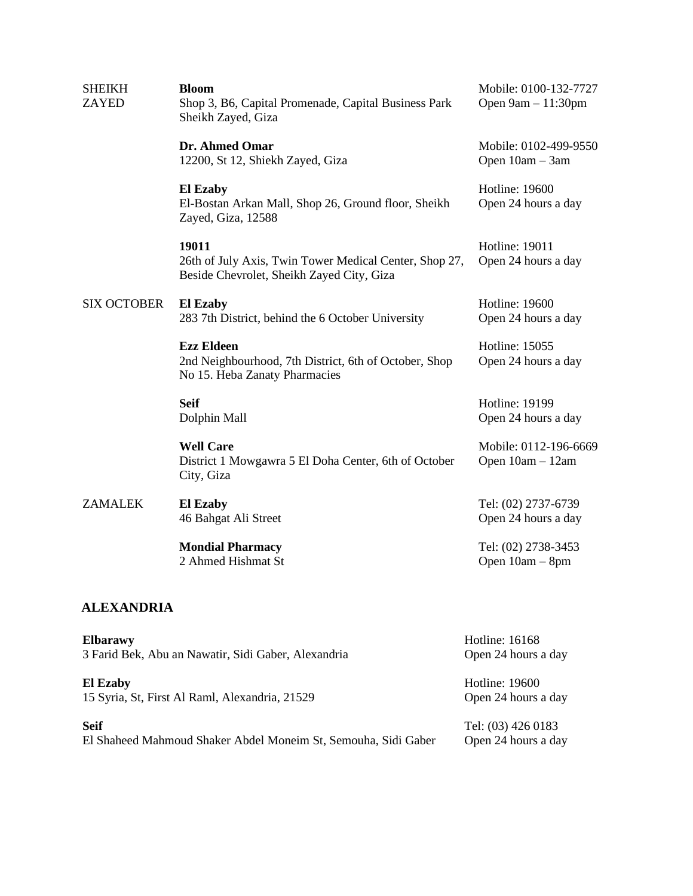| | | |
|---|---|---|
| SHEIKH ZAYED | **Bloom**<br>Shop 3, B6, Capital Promenade, Capital Business Park Sheikh Zayed, Giza | Mobile: 0100-132-7727<br>Open 9am – 11:30pm |
| | **Dr. Ahmed Omar**<br>12200, St 12, Shiekh Zayed, Giza | Mobile: 0102-499-9550<br>Open 10am – 3am |
| | **El Ezaby**<br>El-Bostan Arkan Mall, Shop 26, Ground floor, Sheikh Zayed, Giza, 12588 | Hotline: 19600<br>Open 24 hours a day |
| | **19011**<br>26th of July Axis, Twin Tower Medical Center, Shop 27, Beside Chevrolet, Sheikh Zayed City, Giza | Hotline: 19011<br>Open 24 hours a day |
| SIX OCTOBER | **El Ezaby**<br>283 7th District, behind the 6 October University | Hotline: 19600<br>Open 24 hours a day |
| | **Ezz Eldeen**<br>2nd Neighbourhood, 7th District, 6th of October, Shop No 15. Heba Zanaty Pharmacies | Hotline: 15055<br>Open 24 hours a day |
| | **Seif**<br>Dolphin Mall | Hotline: 19199<br>Open 24 hours a day |
| | **Well Care**<br>District 1 Mowgawra 5 El Doha Center, 6th of October City, Giza | Mobile: 0112-196-6669<br>Open 10am – 12am |
| ZAMALEK | **El Ezaby**<br>46 Bahgat Ali Street | Tel: (02) 2737-6739<br>Open 24 hours a day |
| | **Mondial Pharmacy**<br>2 Ahmed Hishmat St | Tel: (02) 2738-3453<br>Open 10am – 8pm |

## ALEXANDRIA

| | |
|---|---|
| **Elbarawy**<br>3 Farid Bek, Abu an Nawatir, Sidi Gaber, Alexandria | Hotline: 16168<br>Open 24 hours a day |
| **El Ezaby**<br>15 Syria, St, First Al Raml, Alexandria, 21529 | Hotline: 19600<br>Open 24 hours a day |
| **Seif**<br>El Shaheed Mahmoud Shaker Abdel Moneim St, Semouha, Sidi Gaber | Tel: (03) 426 0183<br>Open 24 hours a day |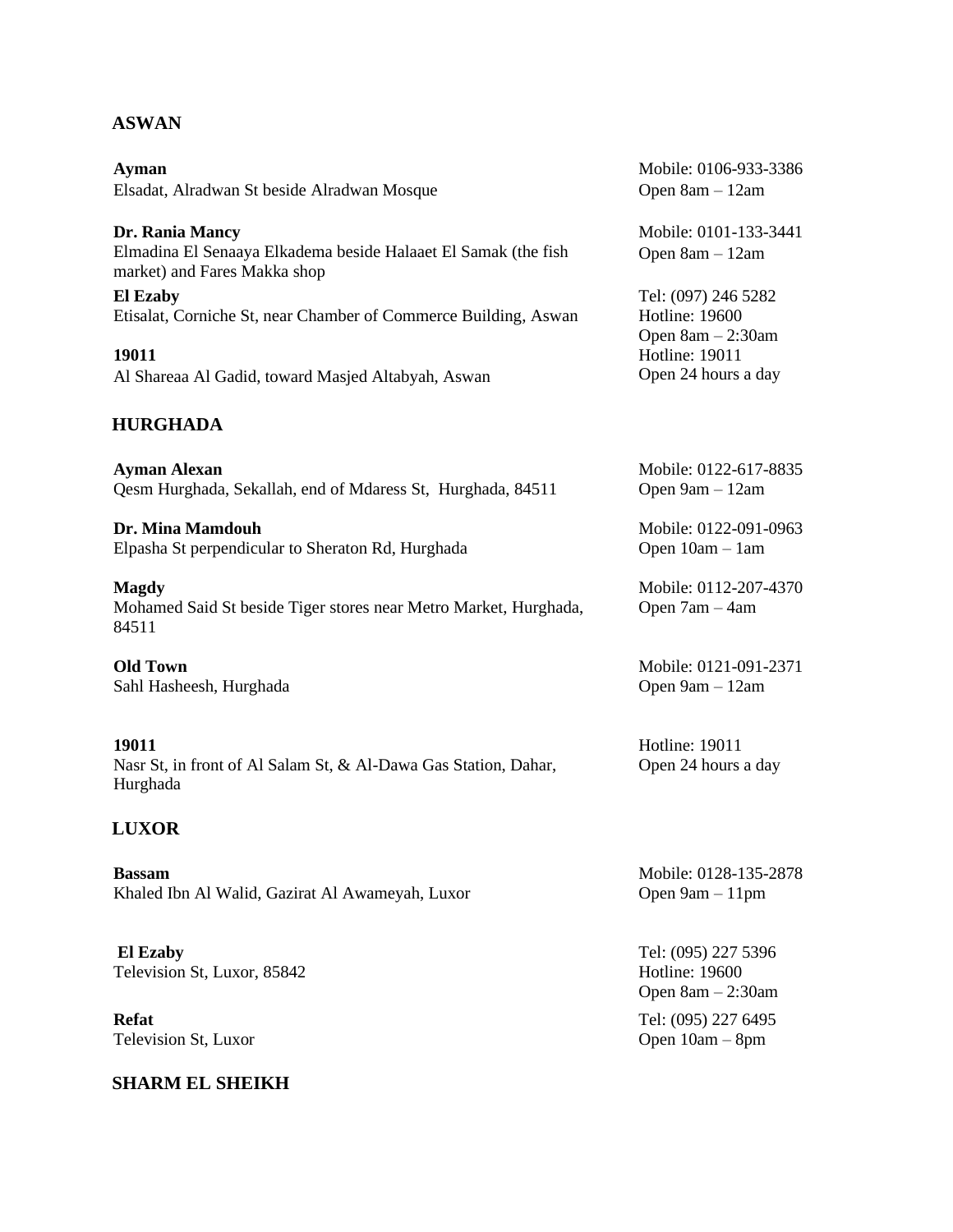## ASWAN

**Ayman**
Elsadat, Alradwan St beside Alradwan Mosque
Mobile: 0106-933-3386
Open 8am – 12am

**Dr. Rania Mancy**
Elmadina El Senaaya Elkadema beside Halaaet El Samak (the fish market) and Fares Makka shop
Mobile: 0101-133-3441
Open 8am – 12am

**El Ezaby**
Etisalat, Corniche St, near Chamber of Commerce Building, Aswan
Tel: (097) 246 5282
Hotline: 19600
Open 8am – 2:30am

**19011**
Al Shareaa Al Gadid, toward Masjed Altabyah, Aswan
Hotline: 19011
Open 24 hours a day

## HURGHADA

**Ayman Alexan**
Qesm Hurghada, Sekallah, end of Mdaress St, Hurghada, 84511
Mobile: 0122-617-8835
Open 9am – 12am

**Dr. Mina Mamdouh**
Elpasha St perpendicular to Sheraton Rd, Hurghada
Mobile: 0122-091-0963
Open 10am – 1am

**Magdy**
Mohamed Said St beside Tiger stores near Metro Market, Hurghada, 84511
Mobile: 0112-207-4370
Open 7am – 4am

**Old Town**
Sahl Hasheesh, Hurghada
Mobile: 0121-091-2371
Open 9am – 12am

**19011**
Nasr St, in front of Al Salam St, & Al-Dawa Gas Station, Dahar, Hurghada
Hotline: 19011
Open 24 hours a day

## LUXOR

**Bassam**
Khaled Ibn Al Walid, Gazirat Al Awameyah, Luxor
Mobile: 0128-135-2878
Open 9am – 11pm

**El Ezaby**
Television St, Luxor, 85842
Tel: (095) 227 5396
Hotline: 19600
Open 8am – 2:30am

**Refat**
Television St, Luxor
Tel: (095) 227 6495
Open 10am – 8pm

## SHARM EL SHEIKH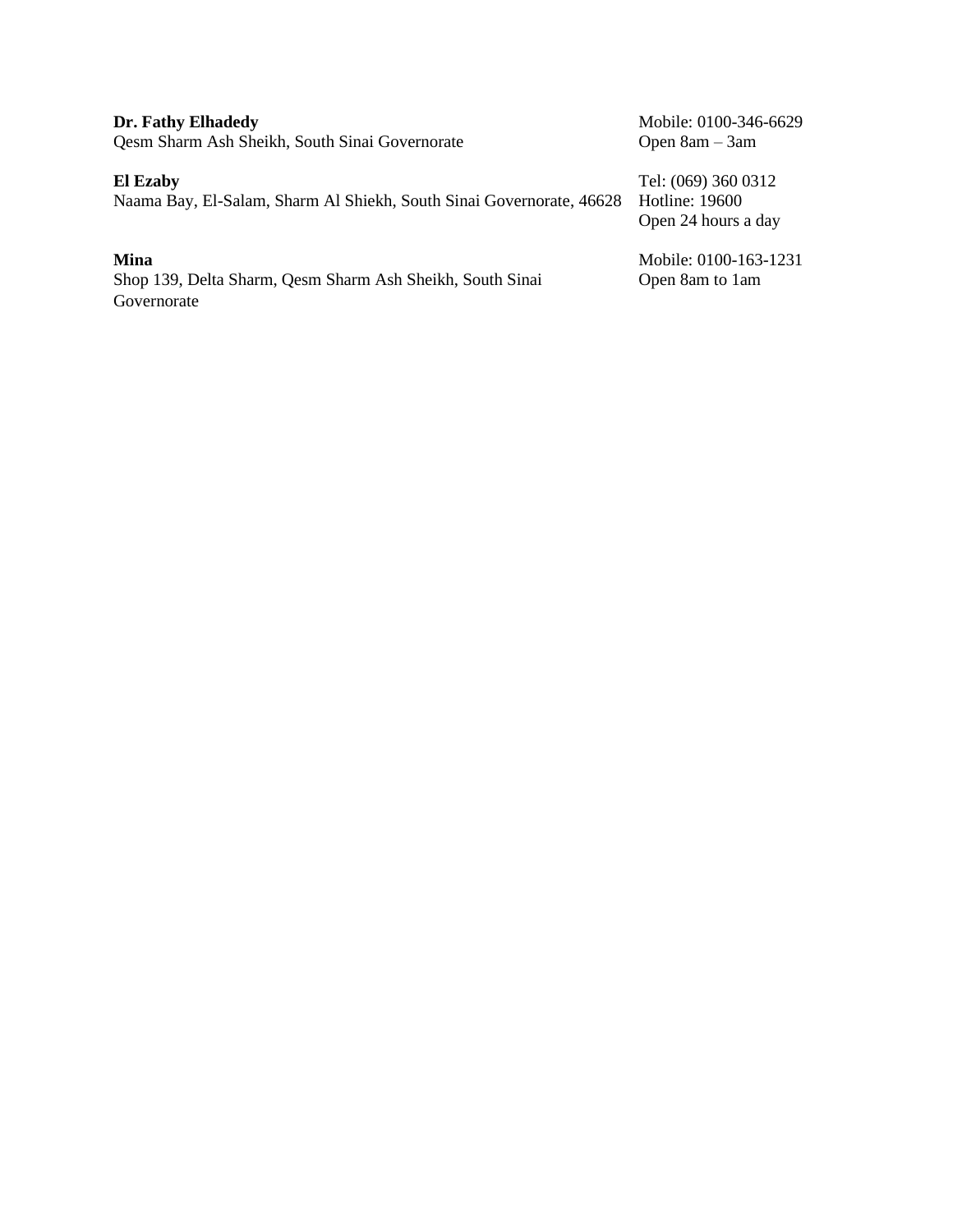**Dr. Fathy Elhadedy**
Qesm Sharm Ash Sheikh, South Sinai Governorate

Mobile: 0100-346-6629
Open 8am – 3am

**El Ezaby**
Naama Bay, El-Salam, Sharm Al Shiekh, South Sinai Governorate, 46628

Tel: (069) 360 0312
Hotline: 19600
Open 24 hours a day

**Mina**
Shop 139, Delta Sharm, Qesm Sharm Ash Sheikh, South Sinai Governorate

Mobile: 0100-163-1231
Open 8am to 1am